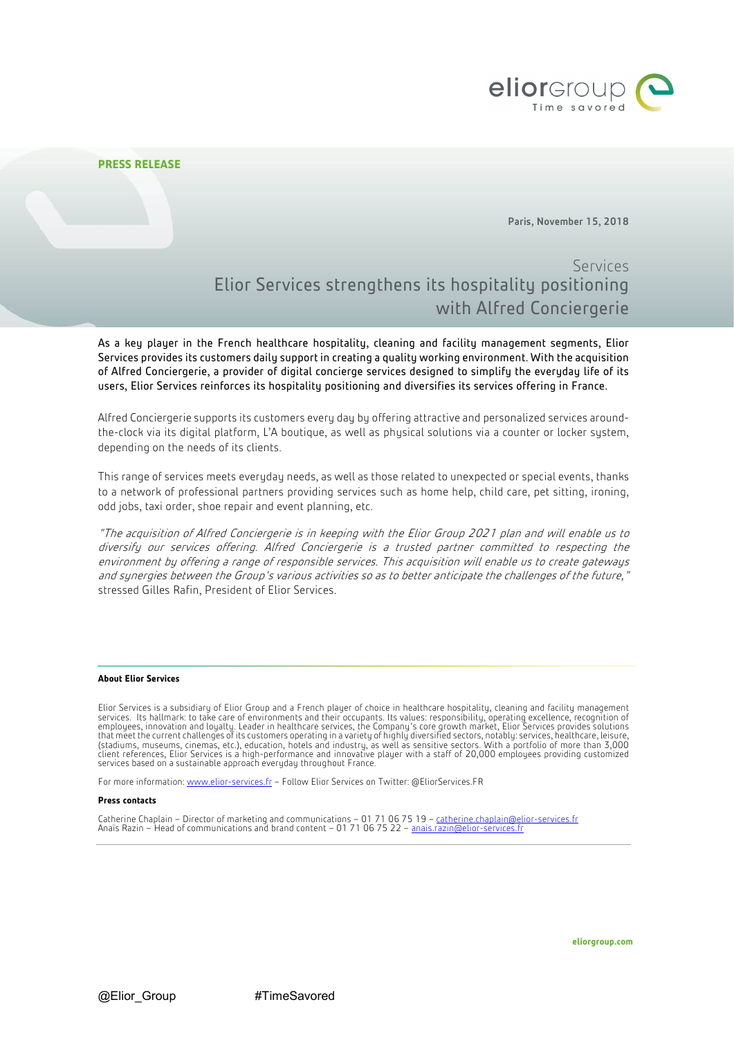**PRESS RELEASE**

Paris, November 15, 2018

Services

# Elior Services strengthens its hospitality positioning with Alfred Conciergerie

As a key player in the French healthcare hospitality, cleaning and facility management segments, Elior Services provides its customers daily support in creating a quality working environment. With the acquisition of Alfred Conciergerie, a provider of digital concierge services designed to simplify the everyday life of its users, Elior Services reinforces its hospitality positioning and diversifies its services offering in France.

Alfred Conciergerie supports its customers every day by offering attractive and personalized services around-the-clock via its digital platform, L'A boutique, as well as physical solutions via a counter or locker system, depending on the needs of its clients.

This range of services meets everyday needs, as well as those related to unexpected or special events, thanks to a network of professional partners providing services such as home help, child care, pet sitting, ironing, odd jobs, taxi order, shoe repair and event planning, etc.

*"The acquisition of Alfred Conciergerie is in keeping with the Elior Group 2021 plan and will enable us to diversify our services offering. Alfred Conciergerie is a trusted partner committed to respecting the environment by offering a range of responsible services. This acquisition will enable us to create gateways and synergies between the Group's various activities so as to better anticipate the challenges of the future,"* stressed Gilles Rafin, President of Elior Services.

**About Elior Services**

Elior Services is a subsidiary of Elior Group and a French player of choice in healthcare hospitality, cleaning and facility management services. Its hallmark: to take care of environments and their occupants. Its values: responsibility, operating excellence, recognition of employees, innovation and loyalty. Leader in healthcare services, the Company's core growth market, Elior Services provides solutions that meet the current challenges of its customers operating in a variety of highly diversified sectors, notably: services, healthcare, leisure, (stadiums, museums, cinemas, etc.), education, hotels and industry, as well as sensitive sectors. With a portfolio of more than 3,000 client references, Elior Services is a high-performance and innovative player with a staff of 20,000 employees providing customized services based on a sustainable approach everyday throughout France.

For more information: www.elior-services.fr – Follow Elior Services on Twitter: @EliorServices.FR

**Press contacts**

Catherine Chaplain – Director of marketing and communications – 01 71 06 75 19 – catherine.chaplain@elior-services.fr
Anaïs Razin – Head of communications and brand content – 01 71 06 75 22 – anais.razin@elior-services.fr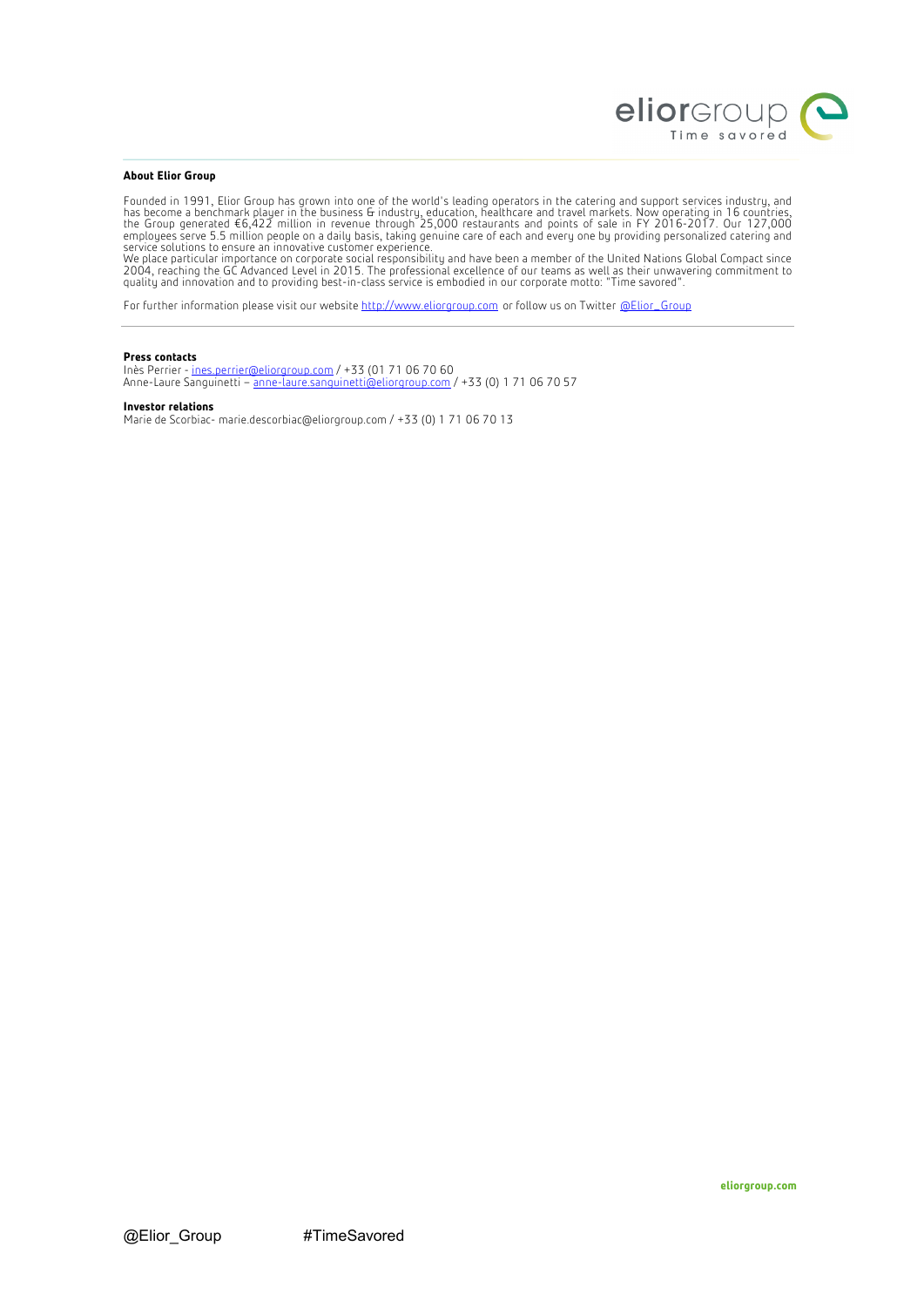**About Elior Group**

Founded in 1991, Elior Group has grown into one of the world's leading operators in the catering and support services industry, and has become a benchmark player in the business & industry, education, healthcare and travel markets. Now operating in 16 countries, the Group generated €6,422 million in revenue through 25,000 restaurants and points of sale in FY 2016-2017. Our 127,000 employees serve 5.5 million people on a daily basis, taking genuine care of each and every one by providing personalized catering and service solutions to ensure an innovative customer experience.
We place particular importance on corporate social responsibility and have been a member of the United Nations Global Compact since 2004, reaching the GC Advanced Level in 2015. The professional excellence of our teams as well as their unwavering commitment to quality and innovation and to providing best-in-class service is embodied in our corporate motto: "Time savored".

For further information please visit our website http://www.eliorgroup.com or follow us on Twitter @Elior_Group

**Press contacts**
Inès Perrier - ines.perrier@eliorgroup.com / +33 (01 71 06 70 60
Anne-Laure Sanguinetti – anne-laure.sanguinetti@eliorgroup.com / +33 (0) 1 71 06 70 57

**Investor relations**
Marie de Scorbiac- marie.descorbiac@eliorgroup.com / +33 (0) 1 71 06 70 13